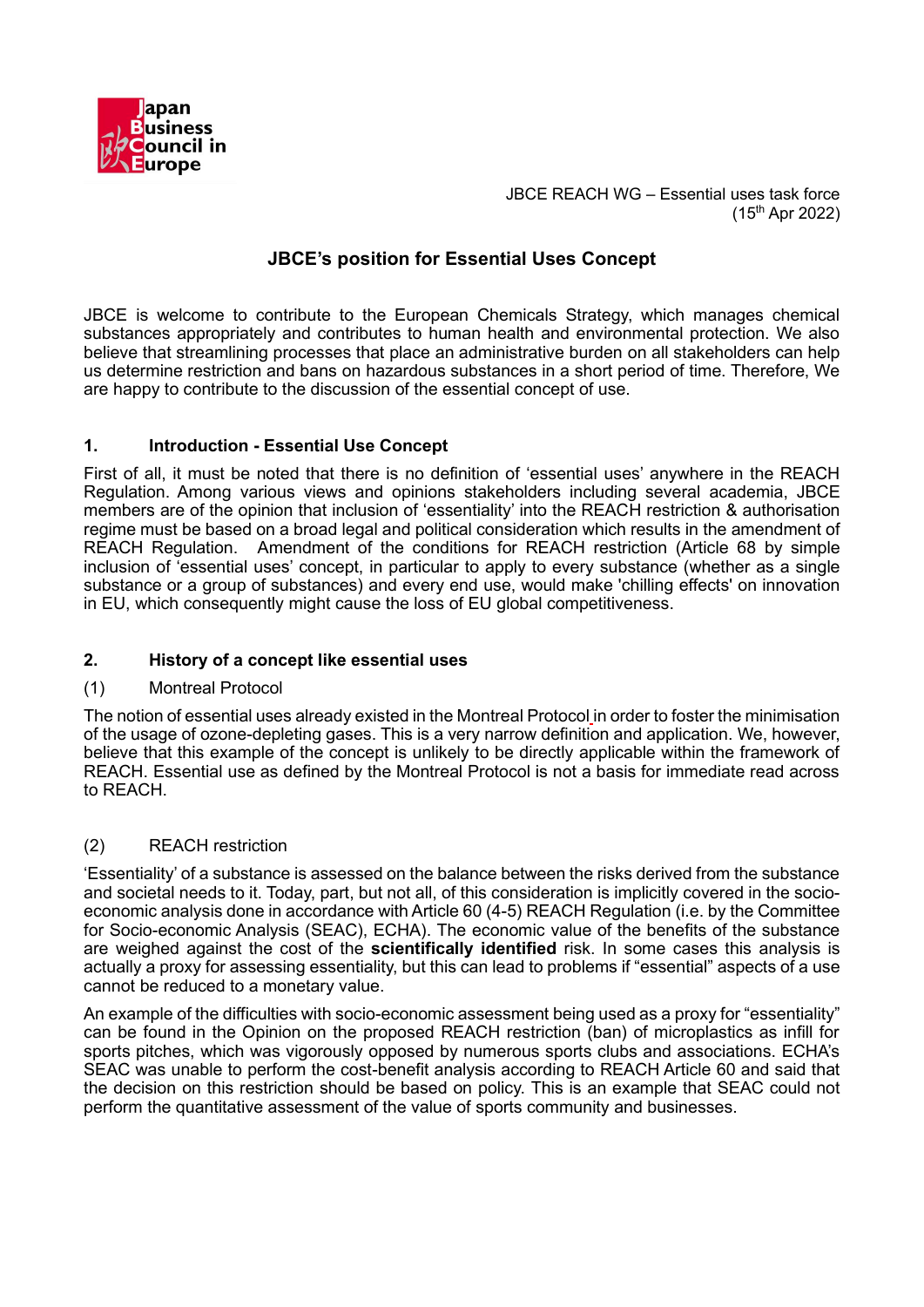Japan Business Council in Europe

JBCE REACH WG – Essential uses task force
(15th Apr 2022)

# JBCE's position for Essential Uses Concept

JBCE is welcome to contribute to the European Chemicals Strategy, which manages chemical substances appropriately and contributes to human health and environmental protection. We also believe that streamlining processes that place an administrative burden on all stakeholders can help us determine restriction and bans on hazardous substances in a short period of time. Therefore, We are happy to contribute to the discussion of the essential concept of use.

## 1. Introduction - Essential Use Concept

First of all, it must be noted that there is no definition of 'essential uses' anywhere in the REACH Regulation. Among various views and opinions stakeholders including several academia, JBCE members are of the opinion that inclusion of 'essentiality' into the REACH restriction & authorisation regime must be based on a broad legal and political consideration which results in the amendment of REACH Regulation. Amendment of the conditions for REACH restriction (Article 68 by simple inclusion of 'essential uses' concept, in particular to apply to every substance (whether as a single substance or a group of substances) and every end use, would make 'chilling effects' on innovation in EU, which consequently might cause the loss of EU global competitiveness.

## 2. History of a concept like essential uses

### (1) Montreal Protocol

The notion of essential uses already existed in the Montreal Protocol in order to foster the minimisation of the usage of ozone-depleting gases. This is a very narrow definition and application. We, however, believe that this example of the concept is unlikely to be directly applicable within the framework of REACH. Essential use as defined by the Montreal Protocol is not a basis for immediate read across to REACH.

### (2) REACH restriction

'Essentiality' of a substance is assessed on the balance between the risks derived from the substance and societal needs to it. Today, part, but not all, of this consideration is implicitly covered in the socio-economic analysis done in accordance with Article 60 (4-5) REACH Regulation (i.e. by the Committee for Socio-economic Analysis (SEAC), ECHA). The economic value of the benefits of the substance are weighed against the cost of the **scientifically identified** risk. In some cases this analysis is actually a proxy for assessing essentiality, but this can lead to problems if "essential" aspects of a use cannot be reduced to a monetary value.

An example of the difficulties with socio-economic assessment being used as a proxy for "essentiality" can be found in the Opinion on the proposed REACH restriction (ban) of microplastics as infill for sports pitches, which was vigorously opposed by numerous sports clubs and associations. ECHA's SEAC was unable to perform the cost-benefit analysis according to REACH Article 60 and said that the decision on this restriction should be based on policy. This is an example that SEAC could not perform the quantitative assessment of the value of sports community and businesses.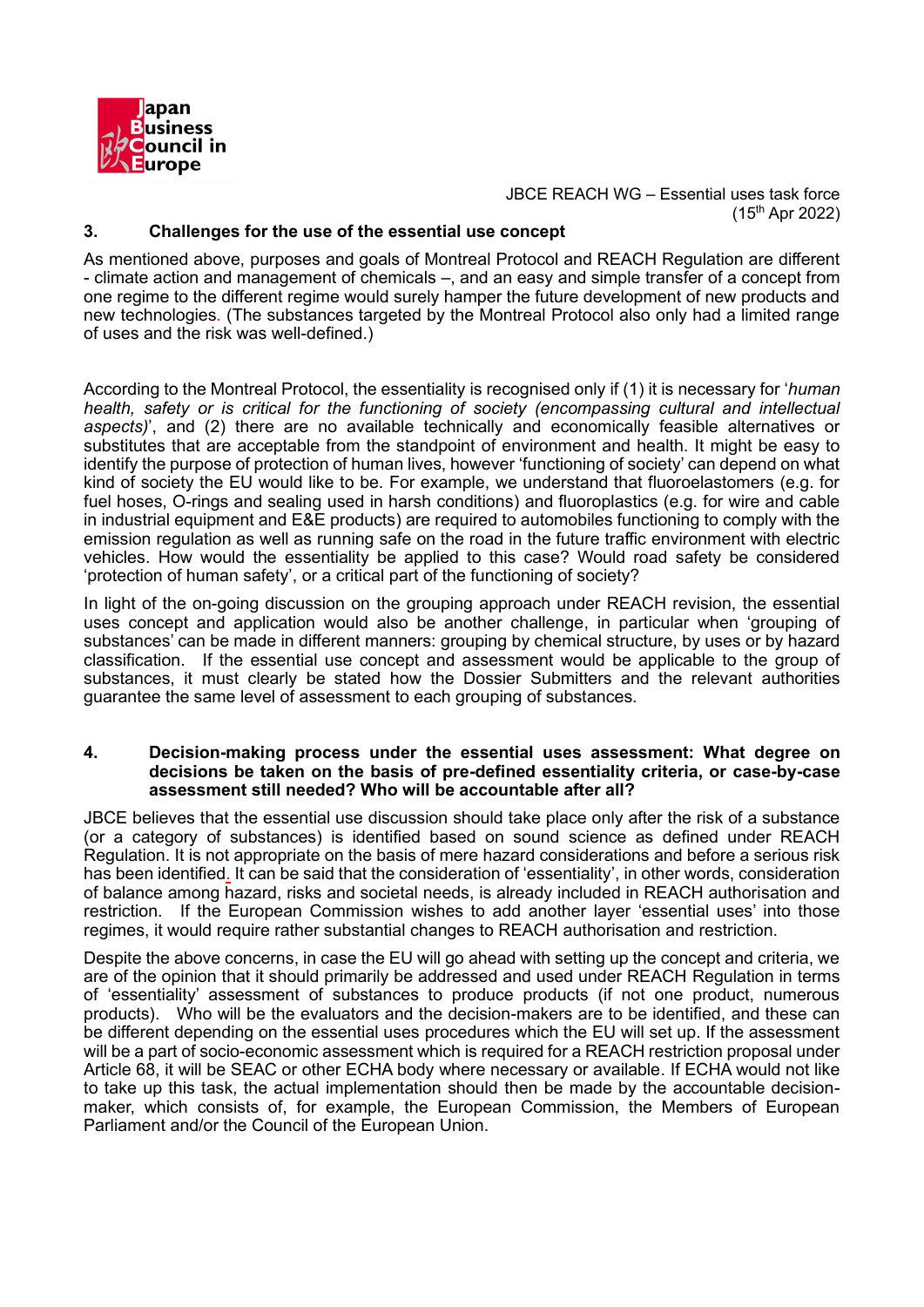## 3. Challenges for the use of the essential use concept

As mentioned above, purposes and goals of Montreal Protocol and REACH Regulation are different - climate action and management of chemicals –, and an easy and simple transfer of a concept from one regime to the different regime would surely hamper the future development of new products and new technologies. (The substances targeted by the Montreal Protocol also only had a limited range of uses and the risk was well-defined.)

According to the Montreal Protocol, the essentiality is recognised only if (1) it is necessary for '*human health, safety or is critical for the functioning of society (encompassing cultural and intellectual aspects)*', and (2) there are no available technically and economically feasible alternatives or substitutes that are acceptable from the standpoint of environment and health. It might be easy to identify the purpose of protection of human lives, however 'functioning of society' can depend on what kind of society the EU would like to be. For example, we understand that fluoroelastomers (e.g. for fuel hoses, O-rings and sealing used in harsh conditions) and fluoroplastics (e.g. for wire and cable in industrial equipment and E&E products) are required to automobiles functioning to comply with the emission regulation as well as running safe on the road in the future traffic environment with electric vehicles. How would the essentiality be applied to this case? Would road safety be considered 'protection of human safety', or a critical part of the functioning of society?

In light of the on-going discussion on the grouping approach under REACH revision, the essential uses concept and application would also be another challenge, in particular when 'grouping of substances' can be made in different manners: grouping by chemical structure, by uses or by hazard classification. If the essential use concept and assessment would be applicable to the group of substances, it must clearly be stated how the Dossier Submitters and the relevant authorities guarantee the same level of assessment to each grouping of substances.

## 4. Decision-making process under the essential uses assessment: What degree on decisions be taken on the basis of pre-defined essentiality criteria, or case-by-case assessment still needed? Who will be accountable after all?

JBCE believes that the essential use discussion should take place only after the risk of a substance (or a category of substances) is identified based on sound science as defined under REACH Regulation. It is not appropriate on the basis of mere hazard considerations and before a serious risk has been identified. It can be said that the consideration of 'essentiality', in other words, consideration of balance among hazard, risks and societal needs, is already included in REACH authorisation and restriction. If the European Commission wishes to add another layer 'essential uses' into those regimes, it would require rather substantial changes to REACH authorisation and restriction.

Despite the above concerns, in case the EU will go ahead with setting up the concept and criteria, we are of the opinion that it should primarily be addressed and used under REACH Regulation in terms of 'essentiality' assessment of substances to produce products (if not one product, numerous products). Who will be the evaluators and the decision-makers are to be identified, and these can be different depending on the essential uses procedures which the EU will set up. If the assessment will be a part of socio-economic assessment which is required for a REACH restriction proposal under Article 68, it will be SEAC or other ECHA body where necessary or available. If ECHA would not like to take up this task, the actual implementation should then be made by the accountable decision-maker, which consists of, for example, the European Commission, the Members of European Parliament and/or the Council of the European Union.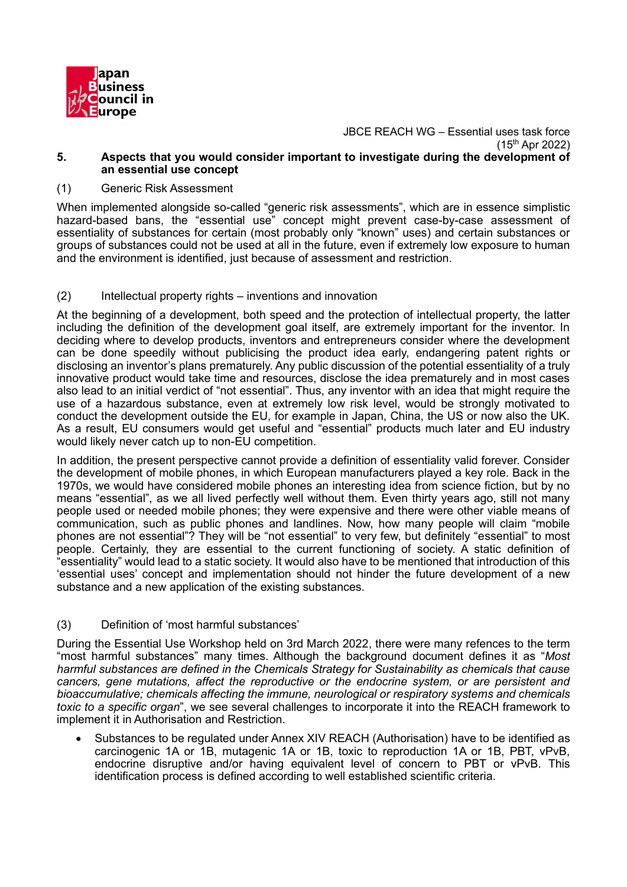JBCE REACH WG – Essential uses task force
(15th Apr 2022)

## 5. Aspects that you would consider important to investigate during the development of an essential use concept

### (1) Generic Risk Assessment

When implemented alongside so-called "generic risk assessments", which are in essence simplistic hazard-based bans, the "essential use" concept might prevent case-by-case assessment of essentiality of substances for certain (most probably only "known" uses) and certain substances or groups of substances could not be used at all in the future, even if extremely low exposure to human and the environment is identified, just because of assessment and restriction.

### (2) Intellectual property rights – inventions and innovation

At the beginning of a development, both speed and the protection of intellectual property, the latter including the definition of the development goal itself, are extremely important for the inventor. In deciding where to develop products, inventors and entrepreneurs consider where the development can be done speedily without publicising the product idea early, endangering patent rights or disclosing an inventor's plans prematurely. Any public discussion of the potential essentiality of a truly innovative product would take time and resources, disclose the idea prematurely and in most cases also lead to an initial verdict of "not essential". Thus, any inventor with an idea that might require the use of a hazardous substance, even at extremely low risk level, would be strongly motivated to conduct the development outside the EU, for example in Japan, China, the US or now also the UK. As a result, EU consumers would get useful and "essential" products much later and EU industry would likely never catch up to non-EU competition.

In addition, the present perspective cannot provide a definition of essentiality valid forever. Consider the development of mobile phones, in which European manufacturers played a key role. Back in the 1970s, we would have considered mobile phones an interesting idea from science fiction, but by no means "essential", as we all lived perfectly well without them. Even thirty years ago, still not many people used or needed mobile phones; they were expensive and there were other viable means of communication, such as public phones and landlines. Now, how many people will claim "mobile phones are not essential"? They will be "not essential" to very few, but definitely "essential" to most people. Certainly, they are essential to the current functioning of society. A static definition of "essentiality" would lead to a static society. It would also have to be mentioned that introduction of this 'essential uses' concept and implementation should not hinder the future development of a new substance and a new application of the existing substances.

### (3) Definition of 'most harmful substances'

During the Essential Use Workshop held on 3rd March 2022, there were many refences to the term "most harmful substances" many times. Although the background document defines it as "*Most harmful substances are defined in the Chemicals Strategy for Sustainability as chemicals that cause cancers, gene mutations, affect the reproductive or the endocrine system, or are persistent and bioaccumulative; chemicals affecting the immune, neurological or respiratory systems and chemicals toxic to a specific organ*", we see several challenges to incorporate it into the REACH framework to implement it in Authorisation and Restriction.

- Substances to be regulated under Annex XIV REACH (Authorisation) have to be identified as carcinogenic 1A or 1B, mutagenic 1A or 1B, toxic to reproduction 1A or 1B, PBT, vPvB, endocrine disruptive and/or having equivalent level of concern to PBT or vPvB. This identification process is defined according to well established scientific criteria.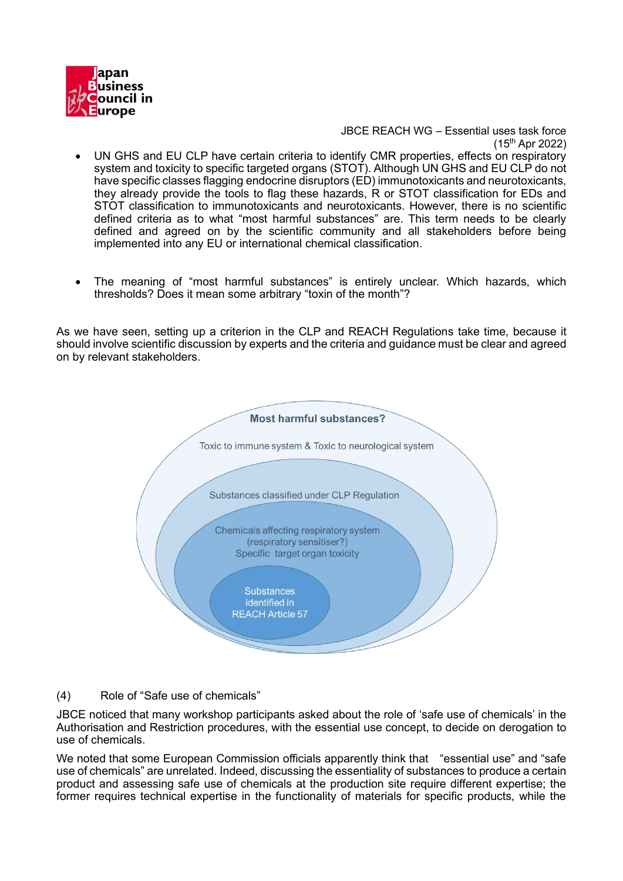- UN GHS and EU CLP have certain criteria to identify CMR properties, effects on respiratory system and toxicity to specific targeted organs (STOT). Although UN GHS and EU CLP do not have specific classes flagging endocrine disruptors (ED) immunotoxicants and neurotoxicants, they already provide the tools to flag these hazards, R or STOT classification for EDs and STOT classification to immunotoxicants and neurotoxicants. However, there is no scientific defined criteria as to what "most harmful substances" are. This term needs to be clearly defined and agreed on by the scientific community and all stakeholders before being implemented into any EU or international chemical classification.

- The meaning of "most harmful substances" is entirely unclear. Which hazards, which thresholds? Does it mean some arbitrary "toxin of the month"?

As we have seen, setting up a criterion in the CLP and REACH Regulations take time, because it should involve scientific discussion by experts and the criteria and guidance must be clear and agreed on by relevant stakeholders.

**Most harmful substances?**

Toxic to immune system & Toxic to neurological system

Substances classified under CLP Regulation

Chemicals affecting respiratory system (respiratory sensitiser?) Specific target organ toxicity

Substances identified in REACH Article 57

(4) Role of "Safe use of chemicals"

JBCE noticed that many workshop participants asked about the role of 'safe use of chemicals' in the Authorisation and Restriction procedures, with the essential use concept, to decide on derogation to use of chemicals.

We noted that some European Commission officials apparently think that "essential use" and "safe use of chemicals" are unrelated. Indeed, discussing the essentiality of substances to produce a certain product and assessing safe use of chemicals at the production site require different expertise; the former requires technical expertise in the functionality of materials for specific products, while the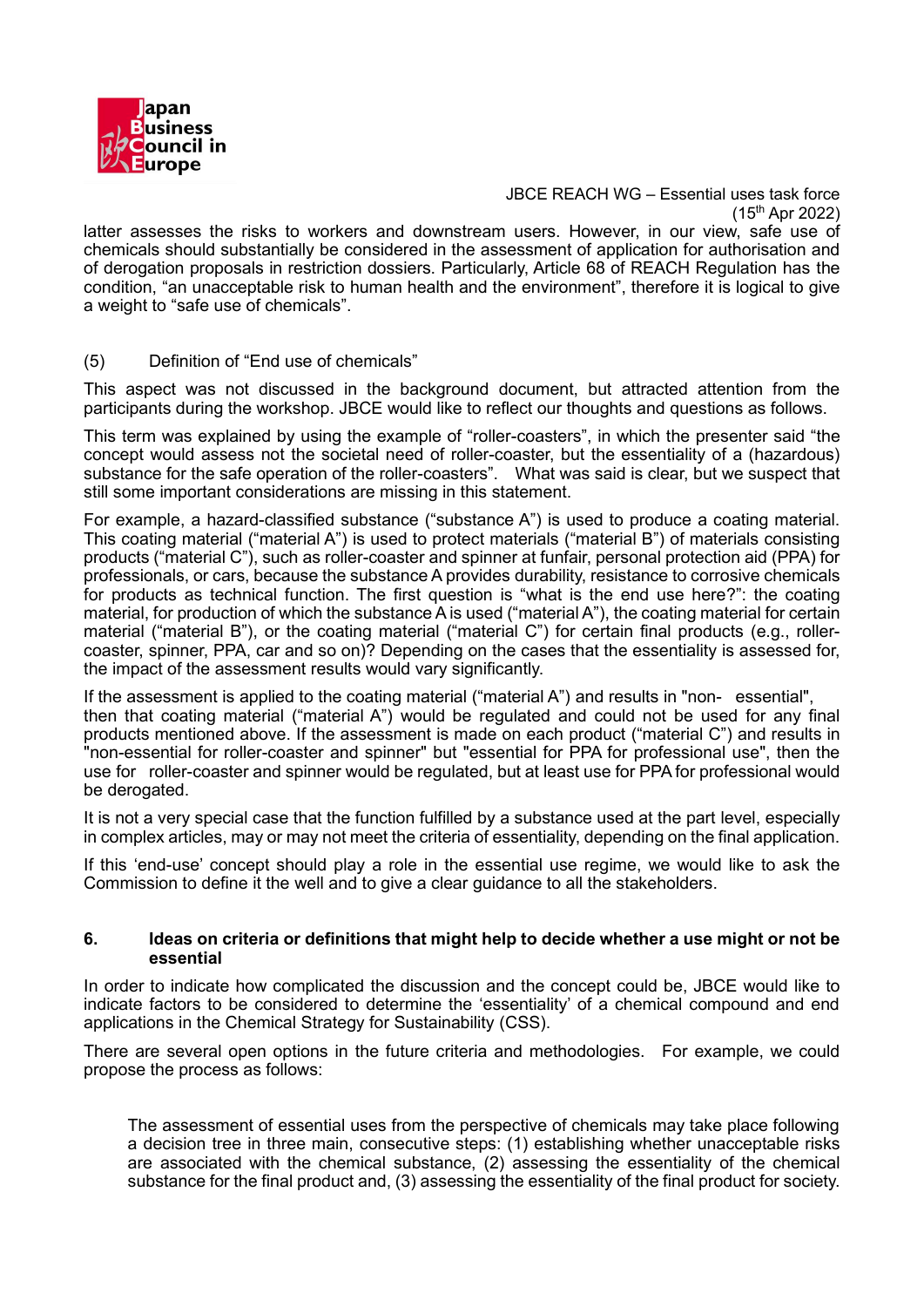latter assesses the risks to workers and downstream users. However, in our view, safe use of chemicals should substantially be considered in the assessment of application for authorisation and of derogation proposals in restriction dossiers. Particularly, Article 68 of REACH Regulation has the condition, "an unacceptable risk to human health and the environment", therefore it is logical to give a weight to "safe use of chemicals".

(5) Definition of "End use of chemicals"

This aspect was not discussed in the background document, but attracted attention from the participants during the workshop. JBCE would like to reflect our thoughts and questions as follows.

This term was explained by using the example of "roller-coasters", in which the presenter said "the concept would assess not the societal need of roller-coaster, but the essentiality of a (hazardous) substance for the safe operation of the roller-coasters". What was said is clear, but we suspect that still some important considerations are missing in this statement.

For example, a hazard-classified substance ("substance A") is used to produce a coating material. This coating material ("material A") is used to protect materials ("material B") of materials consisting products ("material C"), such as roller-coaster and spinner at funfair, personal protection aid (PPA) for professionals, or cars, because the substance A provides durability, resistance to corrosive chemicals for products as technical function. The first question is "what is the end use here?": the coating material, for production of which the substance A is used ("material A"), the coating material for certain material ("material B"), or the coating material ("material C") for certain final products (e.g., roller-coaster, spinner, PPA, car and so on)? Depending on the cases that the essentiality is assessed for, the impact of the assessment results would vary significantly.

If the assessment is applied to the coating material ("material A") and results in "non- essential", then that coating material ("material A") would be regulated and could not be used for any final products mentioned above. If the assessment is made on each product ("material C") and results in "non-essential for roller-coaster and spinner" but "essential for PPA for professional use", then the use for roller-coaster and spinner would be regulated, but at least use for PPA for professional would be derogated.

It is not a very special case that the function fulfilled by a substance used at the part level, especially in complex articles, may or may not meet the criteria of essentiality, depending on the final application.

If this 'end-use' concept should play a role in the essential use regime, we would like to ask the Commission to define it the well and to give a clear guidance to all the stakeholders.

## 6. Ideas on criteria or definitions that might help to decide whether a use might or not be essential

In order to indicate how complicated the discussion and the concept could be, JBCE would like to indicate factors to be considered to determine the 'essentiality' of a chemical compound and end applications in the Chemical Strategy for Sustainability (CSS).

There are several open options in the future criteria and methodologies. For example, we could propose the process as follows:

> The assessment of essential uses from the perspective of chemicals may take place following a decision tree in three main, consecutive steps: (1) establishing whether unacceptable risks are associated with the chemical substance, (2) assessing the essentiality of the chemical substance for the final product and, (3) assessing the essentiality of the final product for society.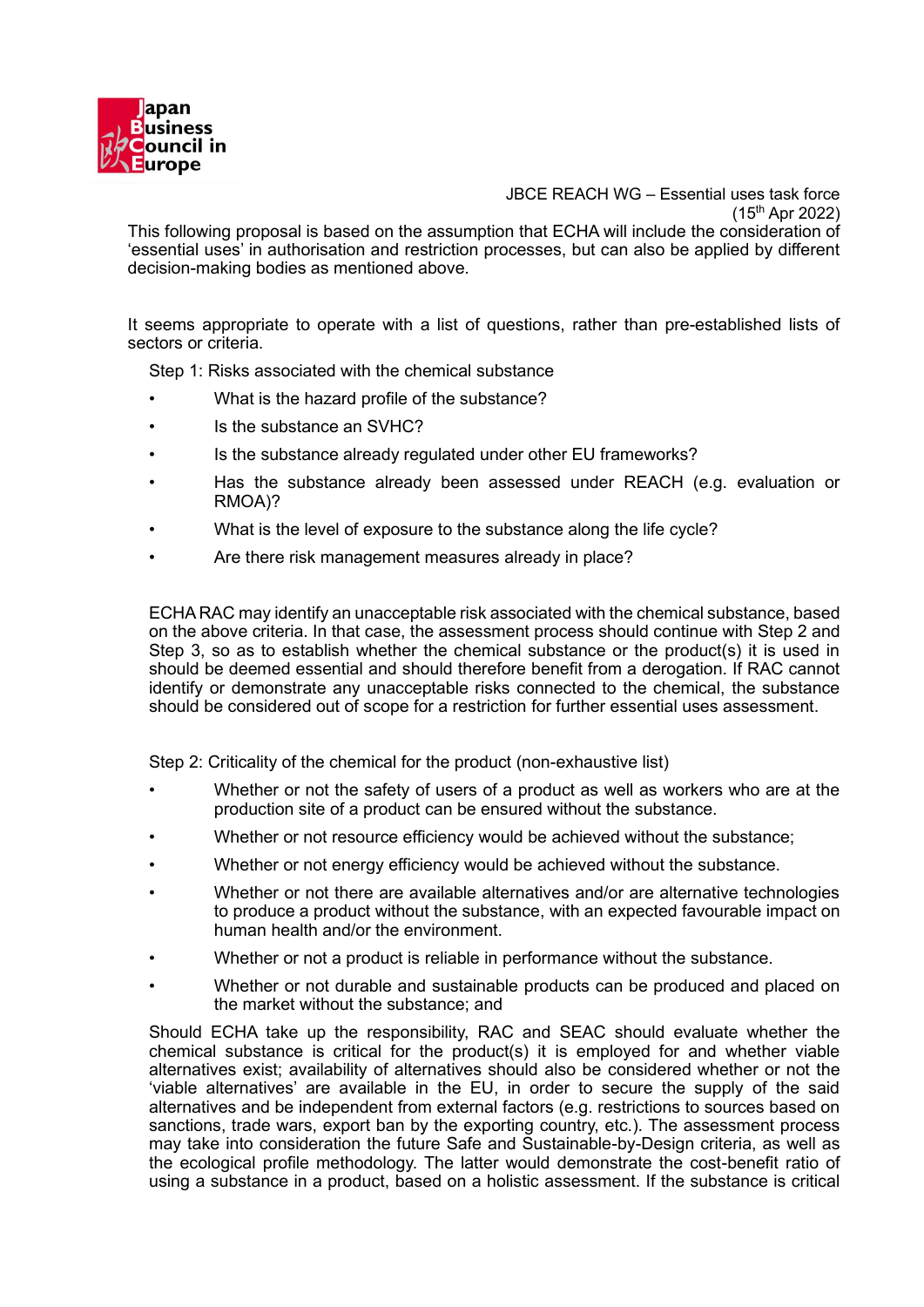JBCE REACH WG – Essential uses task force
(15th Apr 2022)

This following proposal is based on the assumption that ECHA will include the consideration of 'essential uses' in authorisation and restriction processes, but can also be applied by different decision-making bodies as mentioned above.

It seems appropriate to operate with a list of questions, rather than pre-established lists of sectors or criteria.

Step 1: Risks associated with the chemical substance

- What is the hazard profile of the substance?
- Is the substance an SVHC?
- Is the substance already regulated under other EU frameworks?
- Has the substance already been assessed under REACH (e.g. evaluation or RMOA)?
- What is the level of exposure to the substance along the life cycle?
- Are there risk management measures already in place?

ECHA RAC may identify an unacceptable risk associated with the chemical substance, based on the above criteria. In that case, the assessment process should continue with Step 2 and Step 3, so as to establish whether the chemical substance or the product(s) it is used in should be deemed essential and should therefore benefit from a derogation. If RAC cannot identify or demonstrate any unacceptable risks connected to the chemical, the substance should be considered out of scope for a restriction for further essential uses assessment.

Step 2: Criticality of the chemical for the product (non-exhaustive list)

- Whether or not the safety of users of a product as well as workers who are at the production site of a product can be ensured without the substance.
- Whether or not resource efficiency would be achieved without the substance;
- Whether or not energy efficiency would be achieved without the substance.
- Whether or not there are available alternatives and/or are alternative technologies to produce a product without the substance, with an expected favourable impact on human health and/or the environment.
- Whether or not a product is reliable in performance without the substance.
- Whether or not durable and sustainable products can be produced and placed on the market without the substance; and

Should ECHA take up the responsibility, RAC and SEAC should evaluate whether the chemical substance is critical for the product(s) it is employed for and whether viable alternatives exist; availability of alternatives should also be considered whether or not the 'viable alternatives' are available in the EU, in order to secure the supply of the said alternatives and be independent from external factors (e.g. restrictions to sources based on sanctions, trade wars, export ban by the exporting country, etc.). The assessment process may take into consideration the future Safe and Sustainable-by-Design criteria, as well as the ecological profile methodology. The latter would demonstrate the cost-benefit ratio of using a substance in a product, based on a holistic assessment. If the substance is critical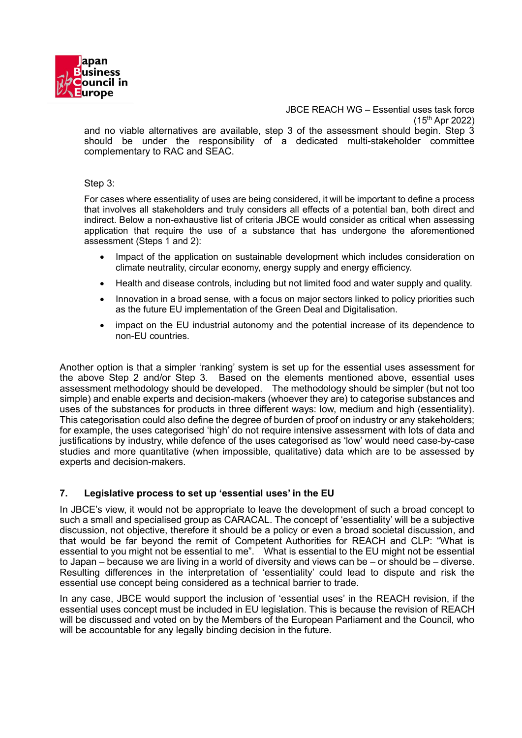and no viable alternatives are available, step 3 of the assessment should begin. Step 3 should be under the responsibility of a dedicated multi-stakeholder committee complementary to RAC and SEAC.

Step 3:

For cases where essentiality of uses are being considered, it will be important to define a process that involves all stakeholders and truly considers all effects of a potential ban, both direct and indirect. Below a non-exhaustive list of criteria JBCE would consider as critical when assessing application that require the use of a substance that has undergone the aforementioned assessment (Steps 1 and 2):

- Impact of the application on sustainable development which includes consideration on climate neutrality, circular economy, energy supply and energy efficiency.
- Health and disease controls, including but not limited food and water supply and quality.
- Innovation in a broad sense, with a focus on major sectors linked to policy priorities such as the future EU implementation of the Green Deal and Digitalisation.
- impact on the EU industrial autonomy and the potential increase of its dependence to non-EU countries.

Another option is that a simpler 'ranking' system is set up for the essential uses assessment for the above Step 2 and/or Step 3. Based on the elements mentioned above, essential uses assessment methodology should be developed. The methodology should be simpler (but not too simple) and enable experts and decision-makers (whoever they are) to categorise substances and uses of the substances for products in three different ways: low, medium and high (essentiality). This categorisation could also define the degree of burden of proof on industry or any stakeholders; for example, the uses categorised 'high' do not require intensive assessment with lots of data and justifications by industry, while defence of the uses categorised as 'low' would need case-by-case studies and more quantitative (when impossible, qualitative) data which are to be assessed by experts and decision-makers.

## 7. Legislative process to set up 'essential uses' in the EU

In JBCE's view, it would not be appropriate to leave the development of such a broad concept to such a small and specialised group as CARACAL. The concept of 'essentiality' will be a subjective discussion, not objective, therefore it should be a policy or even a broad societal discussion, and that would be far beyond the remit of Competent Authorities for REACH and CLP: "What is essential to you might not be essential to me". What is essential to the EU might not be essential to Japan – because we are living in a world of diversity and views can be – or should be – diverse. Resulting differences in the interpretation of 'essentiality' could lead to dispute and risk the essential use concept being considered as a technical barrier to trade.

In any case, JBCE would support the inclusion of 'essential uses' in the REACH revision, if the essential uses concept must be included in EU legislation. This is because the revision of REACH will be discussed and voted on by the Members of the European Parliament and the Council, who will be accountable for any legally binding decision in the future.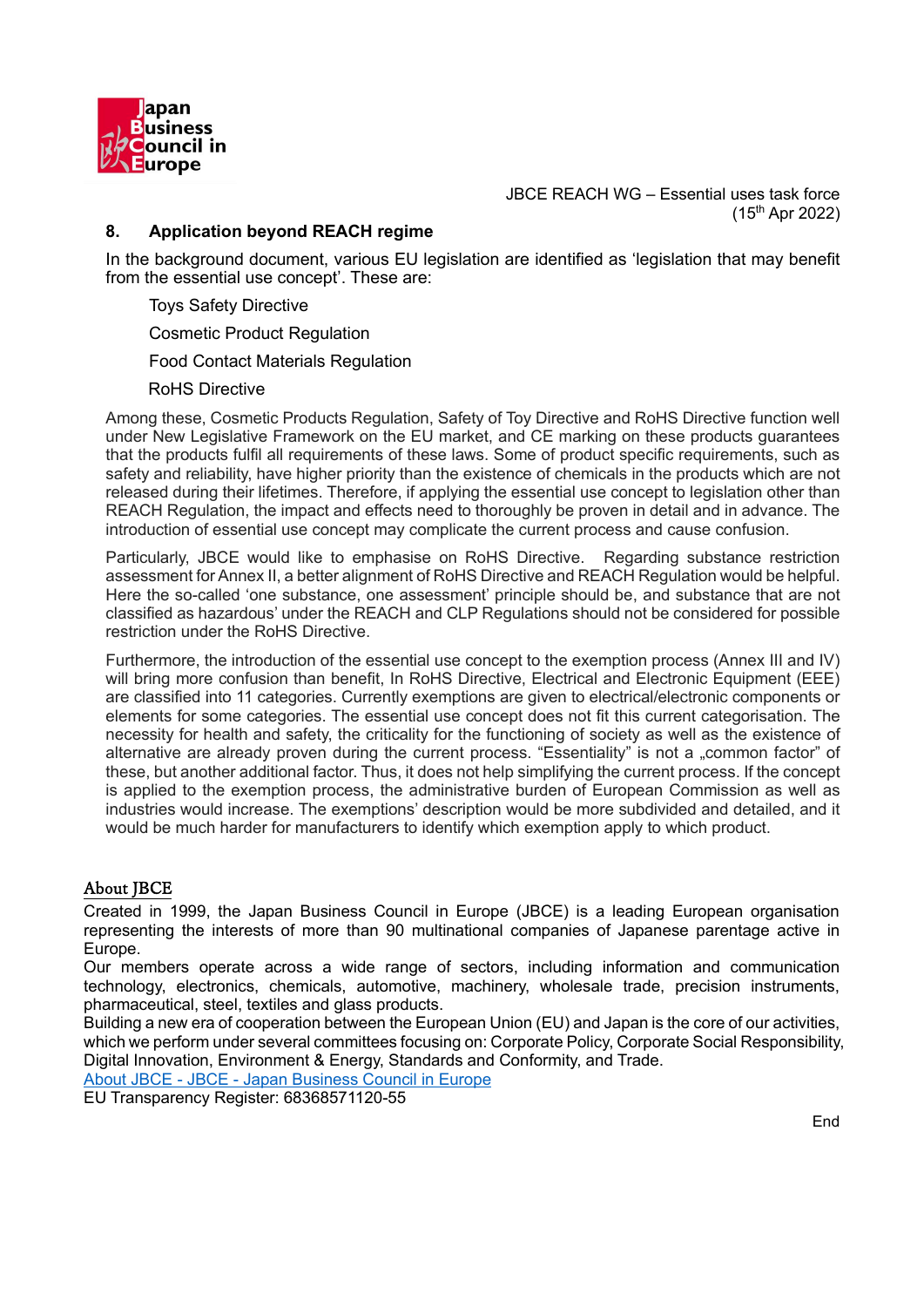JBCE REACH WG – Essential uses task force
(15th Apr 2022)

## 8. Application beyond REACH regime

In the background document, various EU legislation are identified as 'legislation that may benefit from the essential use concept'. These are:

- Toys Safety Directive
- Cosmetic Product Regulation
- Food Contact Materials Regulation
- RoHS Directive

Among these, Cosmetic Products Regulation, Safety of Toy Directive and RoHS Directive function well under New Legislative Framework on the EU market, and CE marking on these products guarantees that the products fulfil all requirements of these laws. Some of product specific requirements, such as safety and reliability, have higher priority than the existence of chemicals in the products which are not released during their lifetimes. Therefore, if applying the essential use concept to legislation other than REACH Regulation, the impact and effects need to thoroughly be proven in detail and in advance. The introduction of essential use concept may complicate the current process and cause confusion.

Particularly, JBCE would like to emphasise on RoHS Directive. Regarding substance restriction assessment for Annex II, a better alignment of RoHS Directive and REACH Regulation would be helpful. Here the so-called 'one substance, one assessment' principle should be, and substance that are not classified as hazardous' under the REACH and CLP Regulations should not be considered for possible restriction under the RoHS Directive.

Furthermore, the introduction of the essential use concept to the exemption process (Annex III and IV) will bring more confusion than benefit, In RoHS Directive, Electrical and Electronic Equipment (EEE) are classified into 11 categories. Currently exemptions are given to electrical/electronic components or elements for some categories. The essential use concept does not fit this current categorisation. The necessity for health and safety, the criticality for the functioning of society as well as the existence of alternative are already proven during the current process. "Essentiality" is not a „common factor" of these, but another additional factor. Thus, it does not help simplifying the current process. If the concept is applied to the exemption process, the administrative burden of European Commission as well as industries would increase. The exemptions' description would be more subdivided and detailed, and it would be much harder for manufacturers to identify which exemption apply to which product.

## About JBCE

Created in 1999, the Japan Business Council in Europe (JBCE) is a leading European organisation representing the interests of more than 90 multinational companies of Japanese parentage active in Europe.
Our members operate across a wide range of sectors, including information and communication technology, electronics, chemicals, automotive, machinery, wholesale trade, precision instruments, pharmaceutical, steel, textiles and glass products.
Building a new era of cooperation between the European Union (EU) and Japan is the core of our activities, which we perform under several committees focusing on: Corporate Policy, Corporate Social Responsibility, Digital Innovation, Environment & Energy, Standards and Conformity, and Trade.
About JBCE - JBCE - Japan Business Council in Europe
EU Transparency Register: 68368571120-55

End